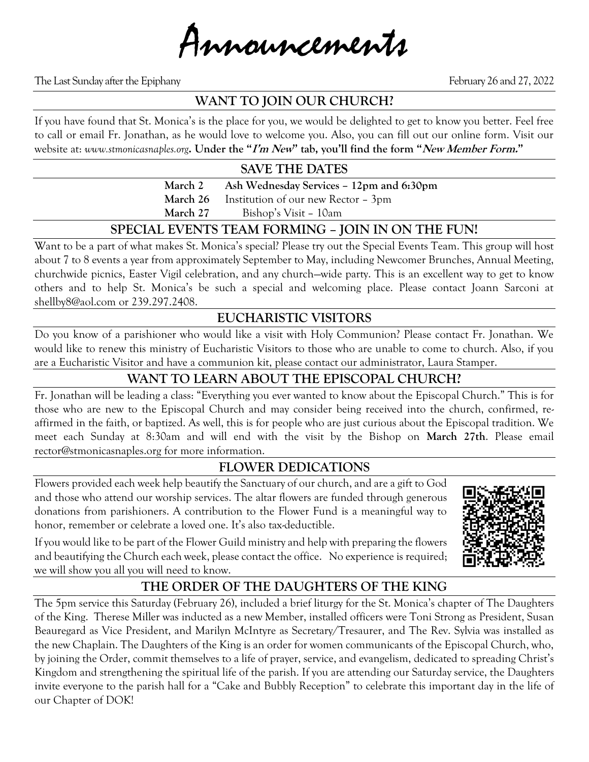# Announcements

The Last Sunday after the Epiphany February 26 and 27, 2022

## WANT TO JOIN OUR CHURCH?

If you have found that St. Monica's is the place for you, we would be delighted to get to know you better. Feel free to call or email Fr. Jonathan, as he would love to welcome you. Also, you can fill out our online form. Visit our website at: *www.stmonicasnaples.org*. **Under the "*I'm New*" tab, you'll find the form "*New Member Form.*"**

## SAVE THE DATES

**March 2** **Ash Wednesday Services – 12pm and 6:30pm**
**March 26** Institution of our new Rector – 3pm
**March 27** Bishop's Visit – 10am

## SPECIAL EVENTS TEAM FORMING – JOIN IN ON THE FUN!

Want to be a part of what makes St. Monica's special? Please try out the Special Events Team. This group will host about 7 to 8 events a year from approximately September to May, including Newcomer Brunches, Annual Meeting, churchwide picnics, Easter Vigil celebration, and any church—wide party. This is an excellent way to get to know others and to help St. Monica's be such a special and welcoming place. Please contact Joann Sarconi at shellby8@aol.com or 239.297.2408.

## EUCHARISTIC VISITORS

Do you know of a parishioner who would like a visit with Holy Communion? Please contact Fr. Jonathan. We would like to renew this ministry of Eucharistic Visitors to those who are unable to come to church. Also, if you are a Eucharistic Visitor and have a communion kit, please contact our administrator, Laura Stamper.

## WANT TO LEARN ABOUT THE EPISCOPAL CHURCH?

Fr. Jonathan will be leading a class: "Everything you ever wanted to know about the Episcopal Church." This is for those who are new to the Episcopal Church and may consider being received into the church, confirmed, re-affirmed in the faith, or baptized. As well, this is for people who are just curious about the Episcopal tradition. We meet each Sunday at 8:30am and will end with the visit by the Bishop on **March 27th**. Please email rector@stmonicasnaples.org for more information.

## FLOWER DEDICATIONS

Flowers provided each week help beautify the Sanctuary of our church, and are a gift to God and those who attend our worship services. The altar flowers are funded through generous donations from parishioners. A contribution to the Flower Fund is a meaningful way to honor, remember or celebrate a loved one. It's also tax-deductible.

If you would like to be part of the Flower Guild ministry and help with preparing the flowers and beautifying the Church each week, please contact the office. No experience is required; we will show you all you will need to know.

## THE ORDER OF THE DAUGHTERS OF THE KING

The 5pm service this Saturday (February 26), included a brief liturgy for the St. Monica's chapter of The Daughters of the King. Therese Miller was inducted as a new Member, installed officers were Toni Strong as President, Susan Beauregard as Vice President, and Marilyn McIntyre as Secretary/Tresaurer, and The Rev. Sylvia was installed as the new Chaplain. The Daughters of the King is an order for women communicants of the Episcopal Church, who, by joining the Order, commit themselves to a life of prayer, service, and evangelism, dedicated to spreading Christ's Kingdom and strengthening the spiritual life of the parish. If you are attending our Saturday service, the Daughters invite everyone to the parish hall for a "Cake and Bubbly Reception" to celebrate this important day in the life of our Chapter of DOK!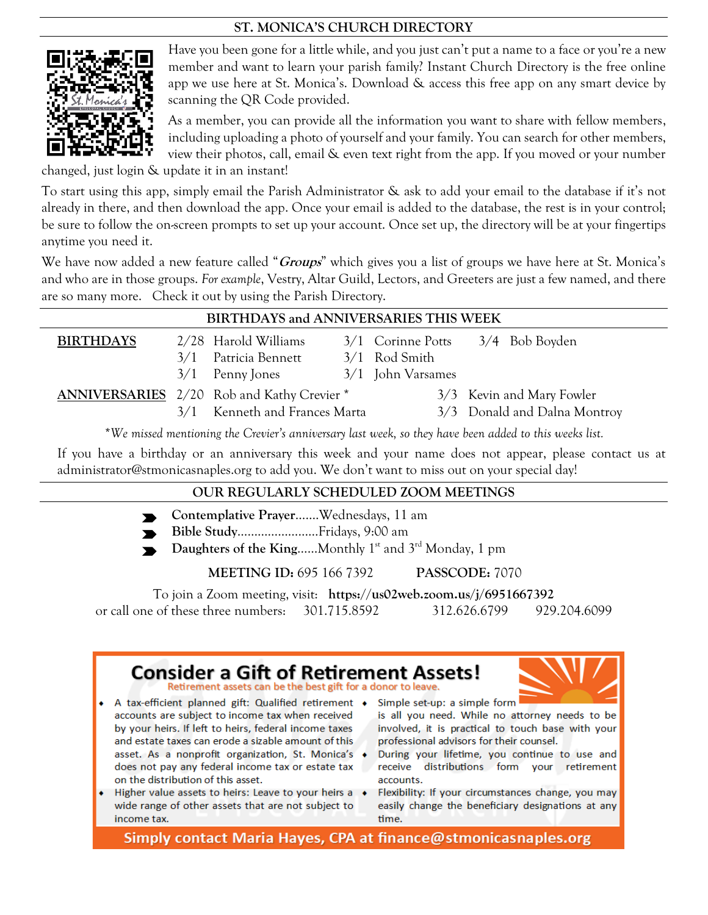## ST. MONICA'S CHURCH DIRECTORY

Have you been gone for a little while, and you just can't put a name to a face or you're a new member and want to learn your parish family? Instant Church Directory is the free online app we use here at St. Monica's. Download & access this free app on any smart device by scanning the QR Code provided.

As a member, you can provide all the information you want to share with fellow members, including uploading a photo of yourself and your family. You can search for other members, view their photos, call, email & even text right from the app. If you moved or your number changed, just login & update it in an instant!

To start using this app, simply email the Parish Administrator & ask to add your email to the database if it's not already in there, and then download the app. Once your email is added to the database, the rest is in your control; be sure to follow the on-screen prompts to set up your account. Once set up, the directory will be at your fingertips anytime you need it.

We have now added a new feature called "***Groups***" which gives you a list of groups we have here at St. Monica's and who are in those groups. *For example*, Vestry, Altar Guild, Lectors, and Greeters are just a few named, and there are so many more. Check it out by using the Parish Directory.

## BIRTHDAYS and ANNIVERSARIES THIS WEEK

**BIRTHDAYS**

- 2/28 Harold Williams
- 3/1 Patricia Bennett
- 3/1 Penny Jones
- 3/1 Corinne Potts
- 3/1 Rod Smith
- 3/1 John Varsames
- 3/4 Bob Boyden

**ANNIVERSARIES**

- 2/20 Rob and Kathy Crevier *
- 3/1 Kenneth and Frances Marta
- 3/3 Kevin and Mary Fowler
- 3/3 Donald and Dalna Montroy

**We missed mentioning the Crevier's anniversary last week, so they have been added to this weeks list.*

If you have a birthday or an anniversary this week and your name does not appear, please contact us at administrator@stmonicasnaples.org to add you. We don't want to miss out on your special day!

## OUR REGULARLY SCHEDULED ZOOM MEETINGS

- **Contemplative Prayer**.......Wednesdays, 11 am
- **Bible Study**........................Fridays, 9:00 am
- **Daughters of the King**......Monthly 1st and 3rd Monday, 1 pm

**MEETING ID:** 695 166 7392 **PASSCODE:** 7070

To join a Zoom meeting, visit: **https://us02web.zoom.us/j/6951667392**
or call one of these three numbers: 301.715.8592 312.626.6799 929.204.6099

## Consider a Gift of Retirement Assets!

Retirement assets can be the best gift for a donor to leave.

- A tax-efficient planned gift: Qualified retirement accounts are subject to income tax when received by your heirs. If left to heirs, federal income taxes and estate taxes can erode a sizable amount of this asset. As a nonprofit organization, St. Monica's does not pay any federal income tax or estate tax on the distribution of this asset.
- Higher value assets to heirs: Leave to your heirs a wide range of other assets that are not subject to income tax.
- Simple set-up: a simple form is all you need. While no attorney needs to be involved, it is practical to touch base with your professional advisors for their counsel.
- During your lifetime, you continue to use and receive distributions form your retirement accounts.
- Flexibility: If your circumstances change, you may easily change the beneficiary designations at any time.

**Simply contact Maria Hayes, CPA at finance@stmonicasnaples.org**